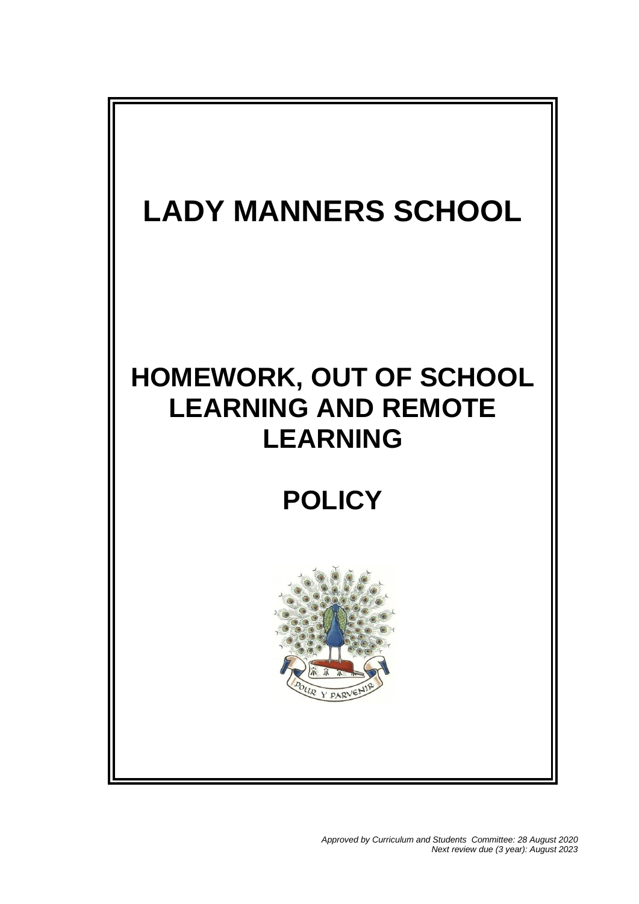# LADY MANNERS SCHOOL

# HOMEWORK, OUT OF SCHOOL LEARNING AND REMOTE LEARNING

# POLICY

*Approved by Curriculum and Students Committee: 28 August 2020*
*Next review due (3 year): August 2023*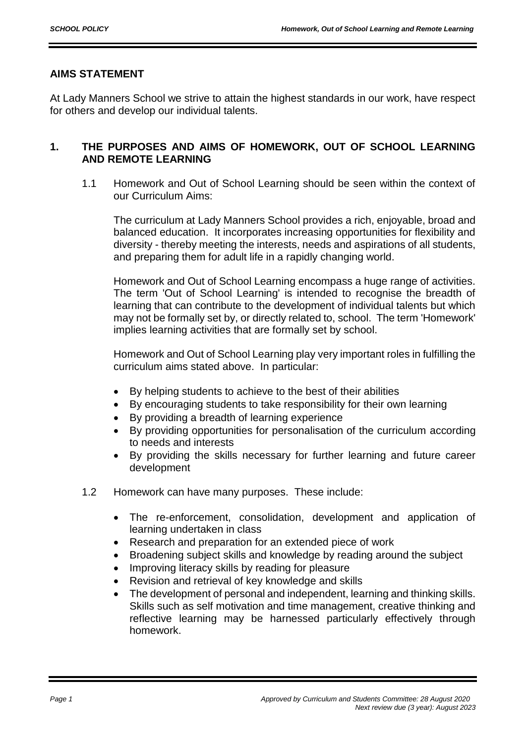## AIMS STATEMENT

At Lady Manners School we strive to attain the highest standards in our work, have respect for others and develop our individual talents.

## 1. THE PURPOSES AND AIMS OF HOMEWORK, OUT OF SCHOOL LEARNING AND REMOTE LEARNING

1.1 Homework and Out of School Learning should be seen within the context of our Curriculum Aims:

The curriculum at Lady Manners School provides a rich, enjoyable, broad and balanced education. It incorporates increasing opportunities for flexibility and diversity - thereby meeting the interests, needs and aspirations of all students, and preparing them for adult life in a rapidly changing world.

Homework and Out of School Learning encompass a huge range of activities. The term 'Out of School Learning' is intended to recognise the breadth of learning that can contribute to the development of individual talents but which may not be formally set by, or directly related to, school. The term 'Homework' implies learning activities that are formally set by school.

Homework and Out of School Learning play very important roles in fulfilling the curriculum aims stated above. In particular:

- By helping students to achieve to the best of their abilities
- By encouraging students to take responsibility for their own learning
- By providing a breadth of learning experience
- By providing opportunities for personalisation of the curriculum according to needs and interests
- By providing the skills necessary for further learning and future career development

1.2 Homework can have many purposes. These include:

- The re-enforcement, consolidation, development and application of learning undertaken in class
- Research and preparation for an extended piece of work
- Broadening subject skills and knowledge by reading around the subject
- Improving literacy skills by reading for pleasure
- Revision and retrieval of key knowledge and skills
- The development of personal and independent, learning and thinking skills. Skills such as self motivation and time management, creative thinking and reflective learning may be harnessed particularly effectively through homework.

*Approved by Curriculum and Students Committee: 28 August 2020*
*Next review due (3 year): August 2023*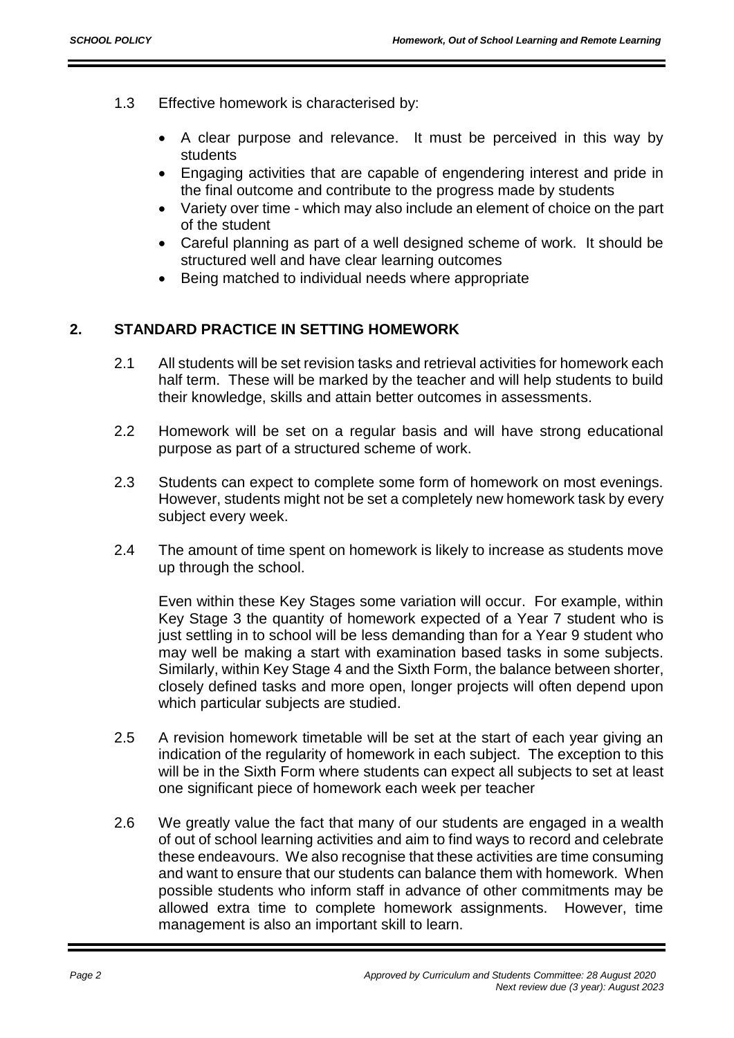1.3 Effective homework is characterised by:

- A clear purpose and relevance. It must be perceived in this way by students
- Engaging activities that are capable of engendering interest and pride in the final outcome and contribute to the progress made by students
- Variety over time - which may also include an element of choice on the part of the student
- Careful planning as part of a well designed scheme of work. It should be structured well and have clear learning outcomes
- Being matched to individual needs where appropriate

## 2. STANDARD PRACTICE IN SETTING HOMEWORK

2.1 All students will be set revision tasks and retrieval activities for homework each half term. These will be marked by the teacher and will help students to build their knowledge, skills and attain better outcomes in assessments.

2.2 Homework will be set on a regular basis and will have strong educational purpose as part of a structured scheme of work.

2.3 Students can expect to complete some form of homework on most evenings. However, students might not be set a completely new homework task by every subject every week.

2.4 The amount of time spent on homework is likely to increase as students move up through the school.

Even within these Key Stages some variation will occur. For example, within Key Stage 3 the quantity of homework expected of a Year 7 student who is just settling in to school will be less demanding than for a Year 9 student who may well be making a start with examination based tasks in some subjects. Similarly, within Key Stage 4 and the Sixth Form, the balance between shorter, closely defined tasks and more open, longer projects will often depend upon which particular subjects are studied.

2.5 A revision homework timetable will be set at the start of each year giving an indication of the regularity of homework in each subject. The exception to this will be in the Sixth Form where students can expect all subjects to set at least one significant piece of homework each week per teacher

2.6 We greatly value the fact that many of our students are engaged in a wealth of out of school learning activities and aim to find ways to record and celebrate these endeavours. We also recognise that these activities are time consuming and want to ensure that our students can balance them with homework. When possible students who inform staff in advance of other commitments may be allowed extra time to complete homework assignments. However, time management is also an important skill to learn.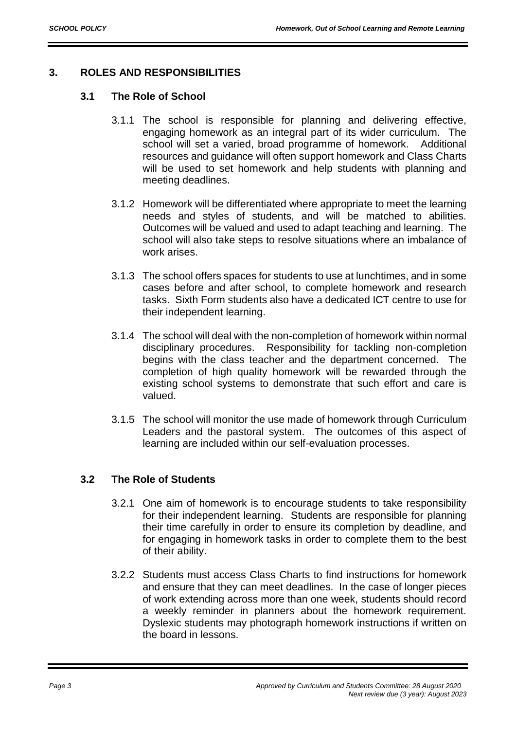## 3. ROLES AND RESPONSIBILITIES

### 3.1 The Role of School

3.1.1 The school is responsible for planning and delivering effective, engaging homework as an integral part of its wider curriculum. The school will set a varied, broad programme of homework. Additional resources and guidance will often support homework and Class Charts will be used to set homework and help students with planning and meeting deadlines.

3.1.2 Homework will be differentiated where appropriate to meet the learning needs and styles of students, and will be matched to abilities. Outcomes will be valued and used to adapt teaching and learning. The school will also take steps to resolve situations where an imbalance of work arises.

3.1.3 The school offers spaces for students to use at lunchtimes, and in some cases before and after school, to complete homework and research tasks. Sixth Form students also have a dedicated ICT centre to use for their independent learning.

3.1.4 The school will deal with the non-completion of homework within normal disciplinary procedures. Responsibility for tackling non-completion begins with the class teacher and the department concerned. The completion of high quality homework will be rewarded through the existing school systems to demonstrate that such effort and care is valued.

3.1.5 The school will monitor the use made of homework through Curriculum Leaders and the pastoral system. The outcomes of this aspect of learning are included within our self-evaluation processes.

### 3.2 The Role of Students

3.2.1 One aim of homework is to encourage students to take responsibility for their independent learning. Students are responsible for planning their time carefully in order to ensure its completion by deadline, and for engaging in homework tasks in order to complete them to the best of their ability.

3.2.2 Students must access Class Charts to find instructions for homework and ensure that they can meet deadlines. In the case of longer pieces of work extending across more than one week, students should record a weekly reminder in planners about the homework requirement. Dyslexic students may photograph homework instructions if written on the board in lessons.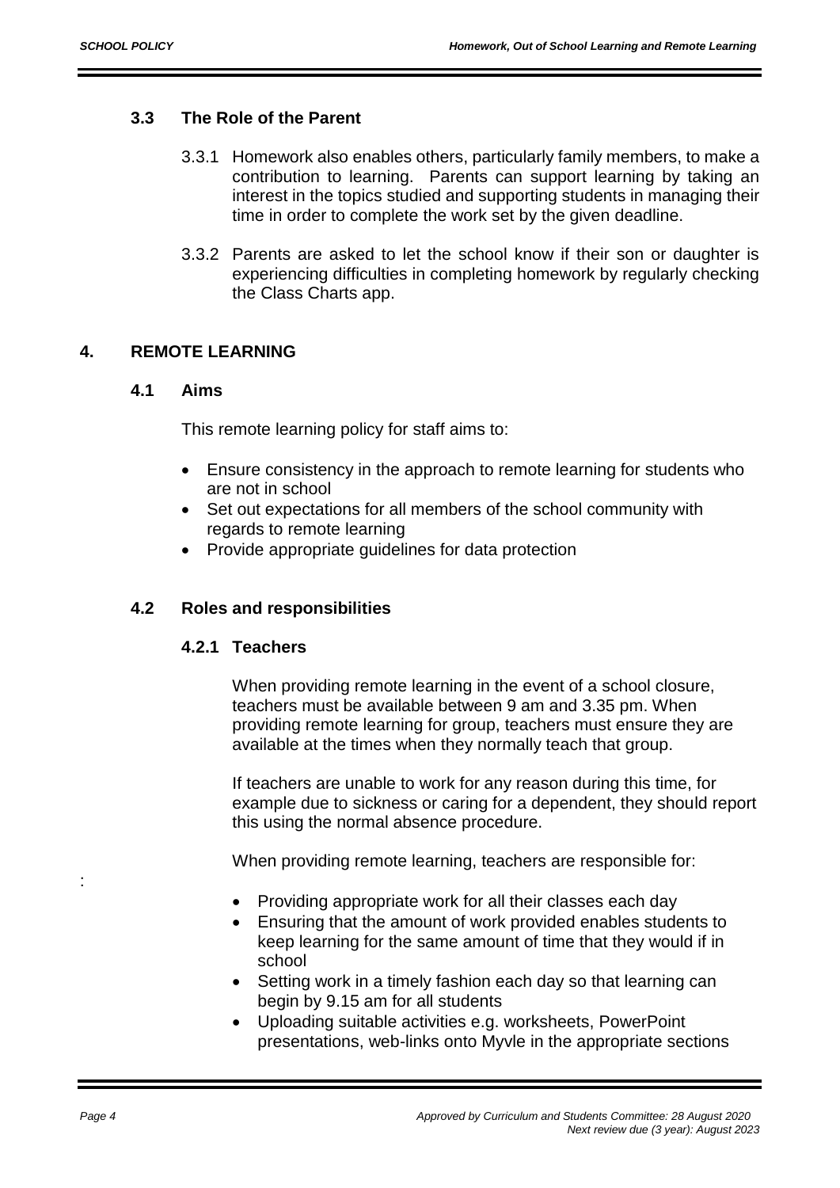### 3.3 The Role of the Parent

3.3.1 Homework also enables others, particularly family members, to make a contribution to learning. Parents can support learning by taking an interest in the topics studied and supporting students in managing their time in order to complete the work set by the given deadline.

3.3.2 Parents are asked to let the school know if their son or daughter is experiencing difficulties in completing homework by regularly checking the Class Charts app.

## 4. REMOTE LEARNING

### 4.1 Aims

This remote learning policy for staff aims to:

- Ensure consistency in the approach to remote learning for students who are not in school
- Set out expectations for all members of the school community with regards to remote learning
- Provide appropriate guidelines for data protection

### 4.2 Roles and responsibilities

#### 4.2.1 Teachers

When providing remote learning in the event of a school closure, teachers must be available between 9 am and 3.35 pm. When providing remote learning for group, teachers must ensure they are available at the times when they normally teach that group.

If teachers are unable to work for any reason during this time, for example due to sickness or caring for a dependent, they should report this using the normal absence procedure.

When providing remote learning, teachers are responsible for:

- Providing appropriate work for all their classes each day
- Ensuring that the amount of work provided enables students to keep learning for the same amount of time that they would if in school
- Setting work in a timely fashion each day so that learning can begin by 9.15 am for all students
- Uploading suitable activities e.g. worksheets, PowerPoint presentations, web-links onto Myvle in the appropriate sections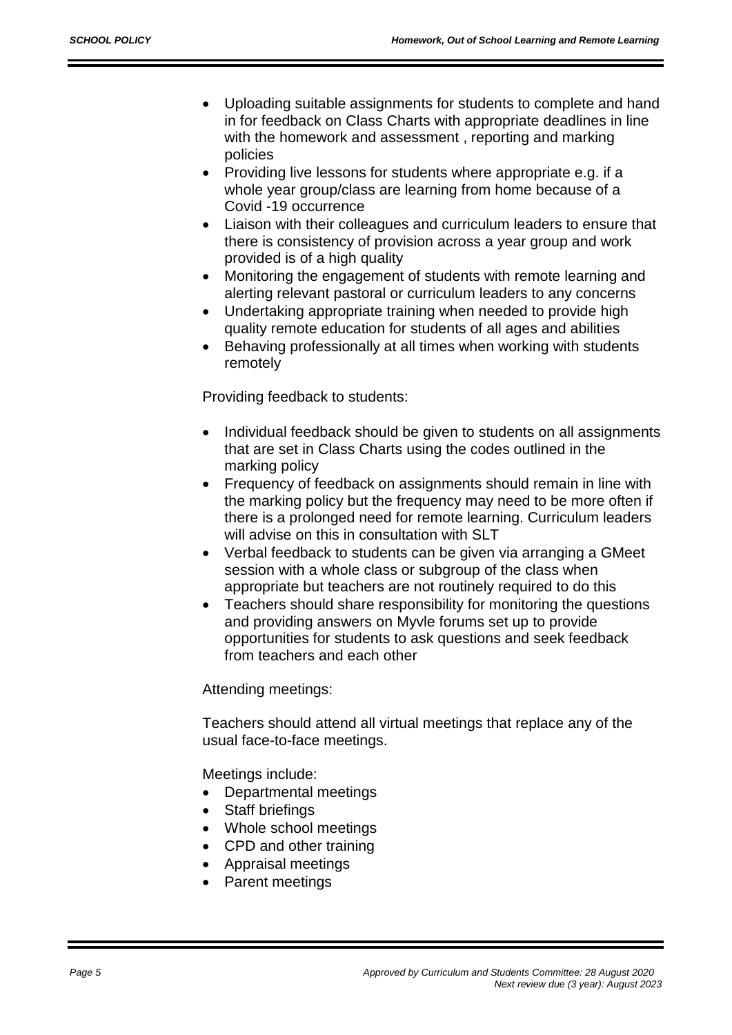- Uploading suitable assignments for students to complete and hand in for feedback on Class Charts with appropriate deadlines in line with the homework and assessment , reporting and marking policies
- Providing live lessons for students where appropriate e.g. if a whole year group/class are learning from home because of a Covid -19 occurrence
- Liaison with their colleagues and curriculum leaders to ensure that there is consistency of provision across a year group and work provided is of a high quality
- Monitoring the engagement of students with remote learning and alerting relevant pastoral or curriculum leaders to any concerns
- Undertaking appropriate training when needed to provide high quality remote education for students of all ages and abilities
- Behaving professionally at all times when working with students remotely

Providing feedback to students:

- Individual feedback should be given to students on all assignments that are set in Class Charts using the codes outlined in the marking policy
- Frequency of feedback on assignments should remain in line with the marking policy but the frequency may need to be more often if there is a prolonged need for remote learning. Curriculum leaders will advise on this in consultation with SLT
- Verbal feedback to students can be given via arranging a GMeet session with a whole class or subgroup of the class when appropriate but teachers are not routinely required to do this
- Teachers should share responsibility for monitoring the questions and providing answers on Myvle forums set up to provide opportunities for students to ask questions and seek feedback from teachers and each other

Attending meetings:

Teachers should attend all virtual meetings that replace any of the usual face-to-face meetings.

Meetings include:

- Departmental meetings
- Staff briefings
- Whole school meetings
- CPD and other training
- Appraisal meetings
- Parent meetings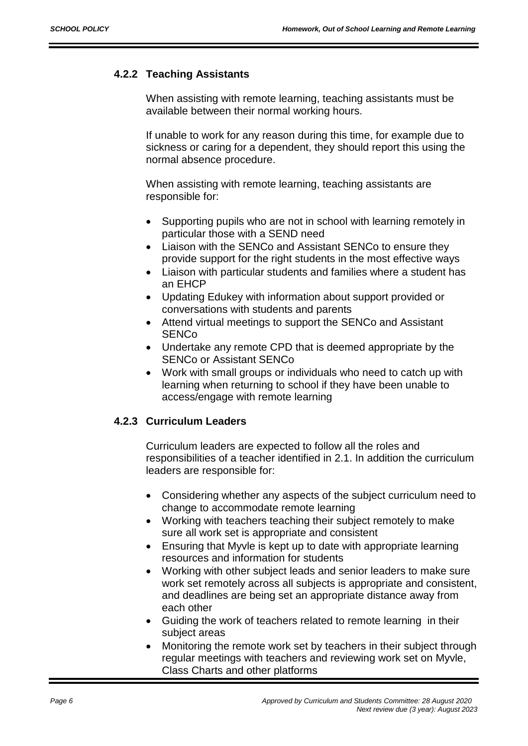### 4.2.2 Teaching Assistants

When assisting with remote learning, teaching assistants must be available between their normal working hours.

If unable to work for any reason during this time, for example due to sickness or caring for a dependent, they should report this using the normal absence procedure.

When assisting with remote learning, teaching assistants are responsible for:

- Supporting pupils who are not in school with learning remotely in particular those with a SEND need
- Liaison with the SENCo and Assistant SENCo to ensure they provide support for the right students in the most effective ways
- Liaison with particular students and families where a student has an EHCP
- Updating Edukey with information about support provided or conversations with students and parents
- Attend virtual meetings to support the SENCo and Assistant SENCo
- Undertake any remote CPD that is deemed appropriate by the SENCo or Assistant SENCo
- Work with small groups or individuals who need to catch up with learning when returning to school if they have been unable to access/engage with remote learning

### 4.2.3 Curriculum Leaders

Curriculum leaders are expected to follow all the roles and responsibilities of a teacher identified in 2.1. In addition the curriculum leaders are responsible for:

- Considering whether any aspects of the subject curriculum need to change to accommodate remote learning
- Working with teachers teaching their subject remotely to make sure all work set is appropriate and consistent
- Ensuring that Myvle is kept up to date with appropriate learning resources and information for students
- Working with other subject leads and senior leaders to make sure work set remotely across all subjects is appropriate and consistent, and deadlines are being set an appropriate distance away from each other
- Guiding the work of teachers related to remote learning in their subject areas
- Monitoring the remote work set by teachers in their subject through regular meetings with teachers and reviewing work set on Myvle, Class Charts and other platforms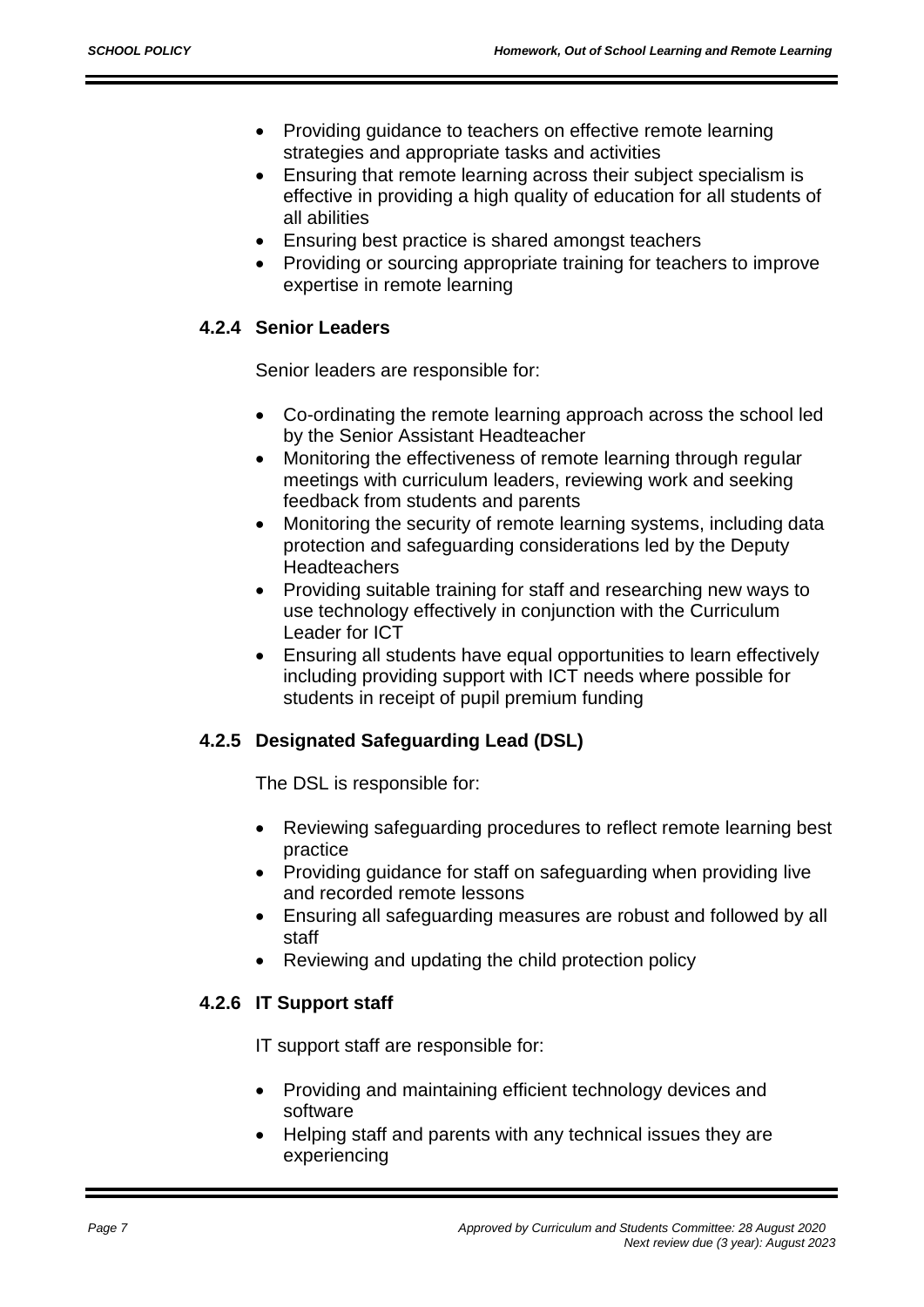- Providing guidance to teachers on effective remote learning strategies and appropriate tasks and activities
- Ensuring that remote learning across their subject specialism is effective in providing a high quality of education for all students of all abilities
- Ensuring best practice is shared amongst teachers
- Providing or sourcing appropriate training for teachers to improve expertise in remote learning

### 4.2.4 Senior Leaders

Senior leaders are responsible for:

- Co-ordinating the remote learning approach across the school led by the Senior Assistant Headteacher
- Monitoring the effectiveness of remote learning through regular meetings with curriculum leaders, reviewing work and seeking feedback from students and parents
- Monitoring the security of remote learning systems, including data protection and safeguarding considerations led by the Deputy Headteachers
- Providing suitable training for staff and researching new ways to use technology effectively in conjunction with the Curriculum Leader for ICT
- Ensuring all students have equal opportunities to learn effectively including providing support with ICT needs where possible for students in receipt of pupil premium funding

### 4.2.5 Designated Safeguarding Lead (DSL)

The DSL is responsible for:

- Reviewing safeguarding procedures to reflect remote learning best practice
- Providing guidance for staff on safeguarding when providing live and recorded remote lessons
- Ensuring all safeguarding measures are robust and followed by all staff
- Reviewing and updating the child protection policy

### 4.2.6 IT Support staff

IT support staff are responsible for:

- Providing and maintaining efficient technology devices and software
- Helping staff and parents with any technical issues they are experiencing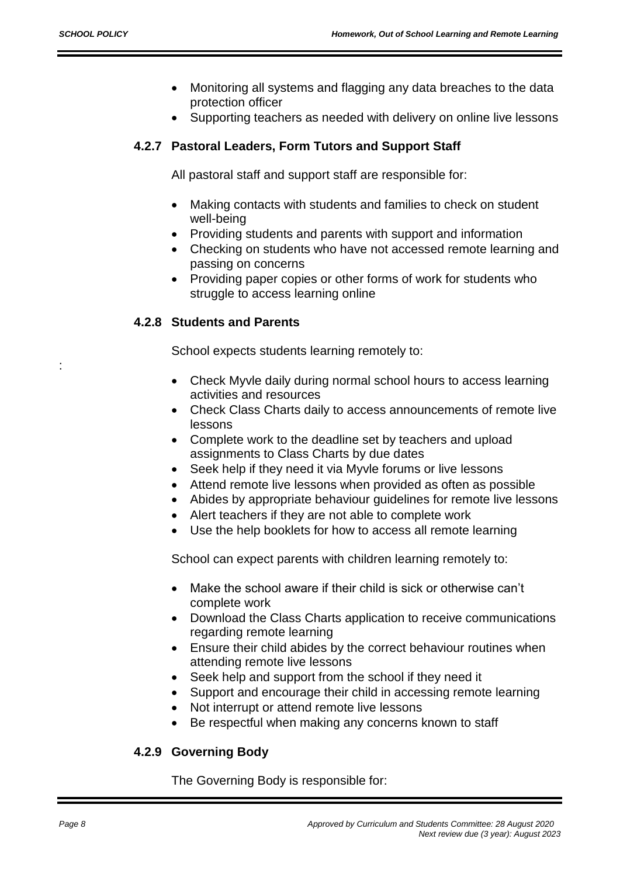- Monitoring all systems and flagging any data breaches to the data protection officer
- Supporting teachers as needed with delivery on online live lessons

### 4.2.7 Pastoral Leaders, Form Tutors and Support Staff

All pastoral staff and support staff are responsible for:

- Making contacts with students and families to check on student well-being
- Providing students and parents with support and information
- Checking on students who have not accessed remote learning and passing on concerns
- Providing paper copies or other forms of work for students who struggle to access learning online

### 4.2.8 Students and Parents

School expects students learning remotely to:

- Check Myvle daily during normal school hours to access learning activities and resources
- Check Class Charts daily to access announcements of remote live lessons
- Complete work to the deadline set by teachers and upload assignments to Class Charts by due dates
- Seek help if they need it via Myvle forums or live lessons
- Attend remote live lessons when provided as often as possible
- Abides by appropriate behaviour guidelines for remote live lessons
- Alert teachers if they are not able to complete work
- Use the help booklets for how to access all remote learning

School can expect parents with children learning remotely to:

- Make the school aware if their child is sick or otherwise can't complete work
- Download the Class Charts application to receive communications regarding remote learning
- Ensure their child abides by the correct behaviour routines when attending remote live lessons
- Seek help and support from the school if they need it
- Support and encourage their child in accessing remote learning
- Not interrupt or attend remote live lessons
- Be respectful when making any concerns known to staff

### 4.2.9 Governing Body

The Governing Body is responsible for: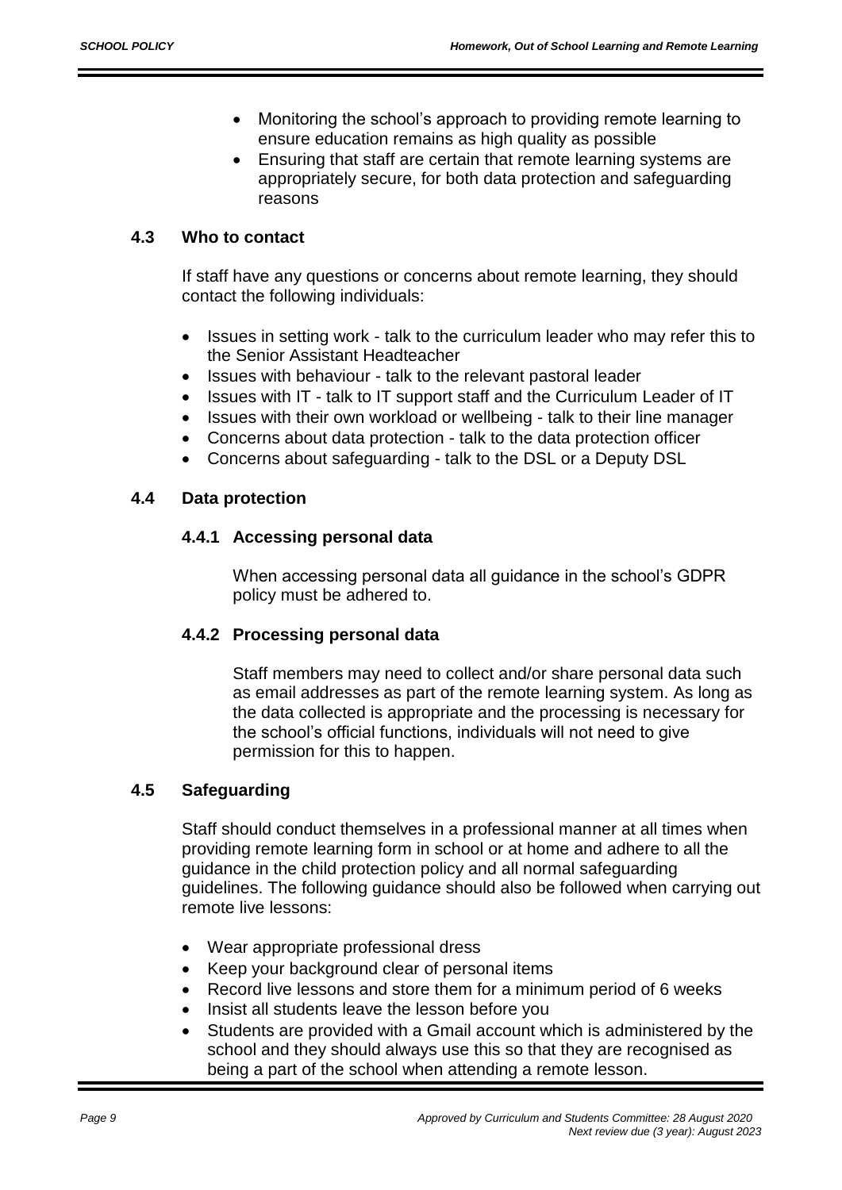- Monitoring the school's approach to providing remote learning to ensure education remains as high quality as possible
- Ensuring that staff are certain that remote learning systems are appropriately secure, for both data protection and safeguarding reasons

### 4.3 Who to contact

If staff have any questions or concerns about remote learning, they should contact the following individuals:

- Issues in setting work - talk to the curriculum leader who may refer this to the Senior Assistant Headteacher
- Issues with behaviour - talk to the relevant pastoral leader
- Issues with IT - talk to IT support staff and the Curriculum Leader of IT
- Issues with their own workload or wellbeing - talk to their line manager
- Concerns about data protection - talk to the data protection officer
- Concerns about safeguarding - talk to the DSL or a Deputy DSL

### 4.4 Data protection

#### 4.4.1 Accessing personal data

When accessing personal data all guidance in the school's GDPR policy must be adhered to.

#### 4.4.2 Processing personal data

Staff members may need to collect and/or share personal data such as email addresses as part of the remote learning system. As long as the data collected is appropriate and the processing is necessary for the school's official functions, individuals will not need to give permission for this to happen.

### 4.5 Safeguarding

Staff should conduct themselves in a professional manner at all times when providing remote learning form in school or at home and adhere to all the guidance in the child protection policy and all normal safeguarding guidelines. The following guidance should also be followed when carrying out remote live lessons:

- Wear appropriate professional dress
- Keep your background clear of personal items
- Record live lessons and store them for a minimum period of 6 weeks
- Insist all students leave the lesson before you
- Students are provided with a Gmail account which is administered by the school and they should always use this so that they are recognised as being a part of the school when attending a remote lesson.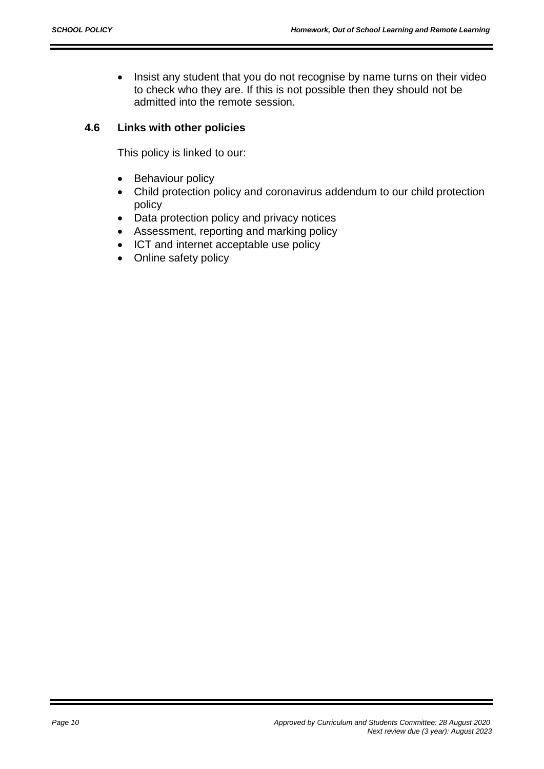- Insist any student that you do not recognise by name turns on their video to check who they are. If this is not possible then they should not be admitted into the remote session.

### 4.6 Links with other policies

This policy is linked to our:

- Behaviour policy
- Child protection policy and coronavirus addendum to our child protection policy
- Data protection policy and privacy notices
- Assessment, reporting and marking policy
- ICT and internet acceptable use policy
- Online safety policy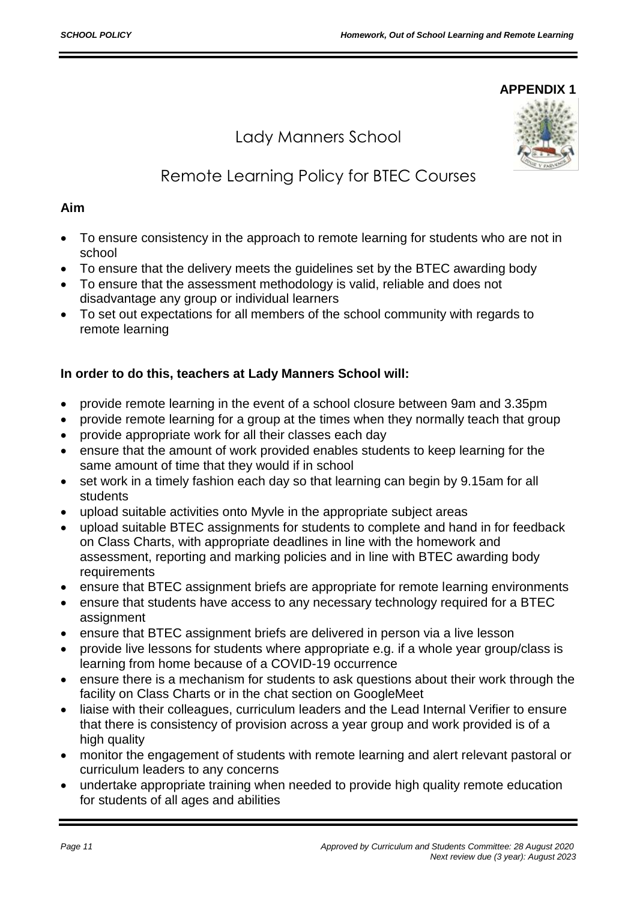**APPENDIX 1**

# Lady Manners School

## Remote Learning Policy for BTEC Courses

**Aim**

- To ensure consistency in the approach to remote learning for students who are not in school
- To ensure that the delivery meets the guidelines set by the BTEC awarding body
- To ensure that the assessment methodology is valid, reliable and does not disadvantage any group or individual learners
- To set out expectations for all members of the school community with regards to remote learning

**In order to do this, teachers at Lady Manners School will:**

- provide remote learning in the event of a school closure between 9am and 3.35pm
- provide remote learning for a group at the times when they normally teach that group
- provide appropriate work for all their classes each day
- ensure that the amount of work provided enables students to keep learning for the same amount of time that they would if in school
- set work in a timely fashion each day so that learning can begin by 9.15am for all students
- upload suitable activities onto Myvle in the appropriate subject areas
- upload suitable BTEC assignments for students to complete and hand in for feedback on Class Charts, with appropriate deadlines in line with the homework and assessment, reporting and marking policies and in line with BTEC awarding body requirements
- ensure that BTEC assignment briefs are appropriate for remote learning environments
- ensure that students have access to any necessary technology required for a BTEC assignment
- ensure that BTEC assignment briefs are delivered in person via a live lesson
- provide live lessons for students where appropriate e.g. if a whole year group/class is learning from home because of a COVID-19 occurrence
- ensure there is a mechanism for students to ask questions about their work through the facility on Class Charts or in the chat section on GoogleMeet
- liaise with their colleagues, curriculum leaders and the Lead Internal Verifier to ensure that there is consistency of provision across a year group and work provided is of a high quality
- monitor the engagement of students with remote learning and alert relevant pastoral or curriculum leaders to any concerns
- undertake appropriate training when needed to provide high quality remote education for students of all ages and abilities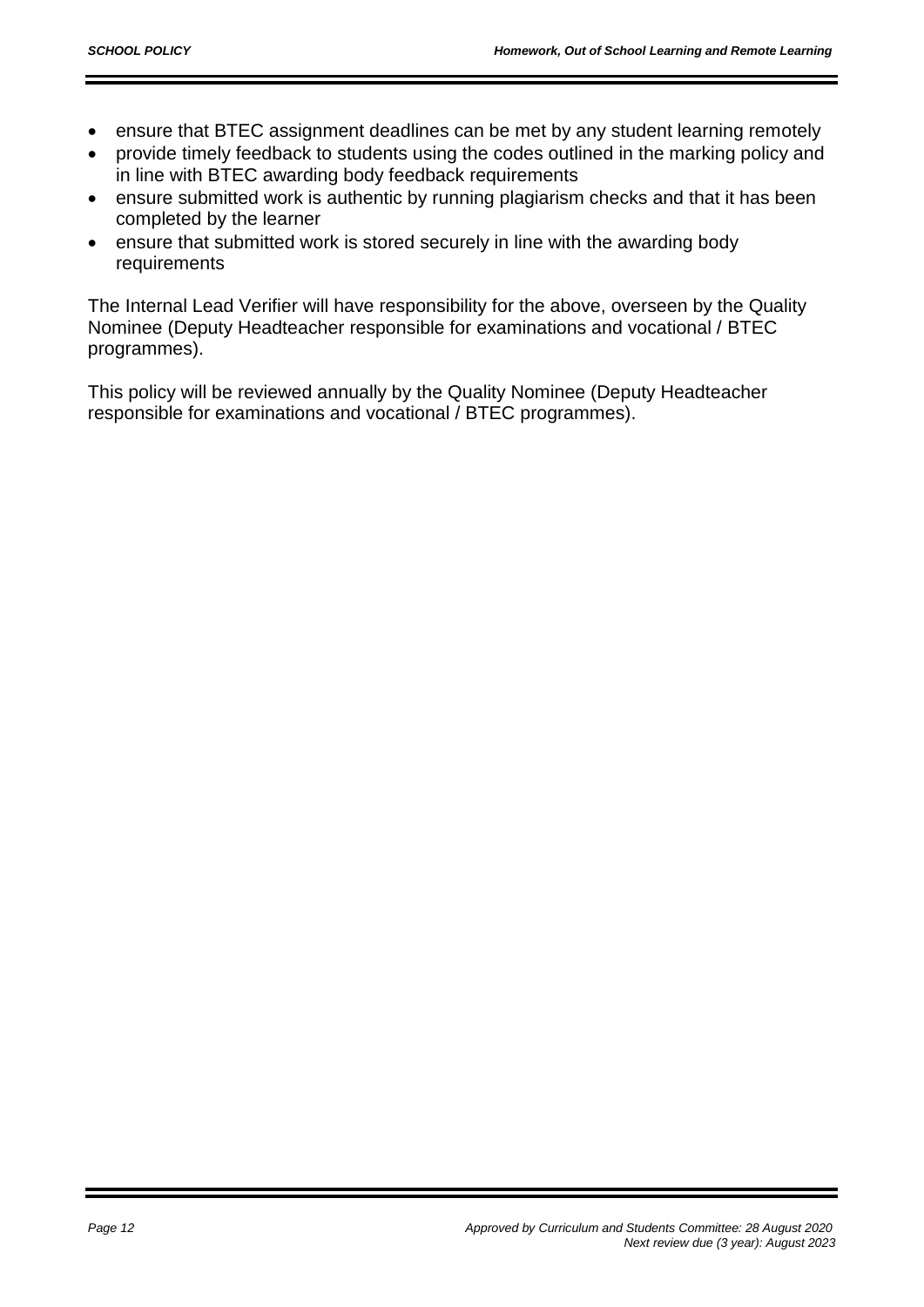- ensure that BTEC assignment deadlines can be met by any student learning remotely
- provide timely feedback to students using the codes outlined in the marking policy and in line with BTEC awarding body feedback requirements
- ensure submitted work is authentic by running plagiarism checks and that it has been completed by the learner
- ensure that submitted work is stored securely in line with the awarding body requirements

The Internal Lead Verifier will have responsibility for the above, overseen by the Quality Nominee (Deputy Headteacher responsible for examinations and vocational / BTEC programmes).

This policy will be reviewed annually by the Quality Nominee (Deputy Headteacher responsible for examinations and vocational / BTEC programmes).